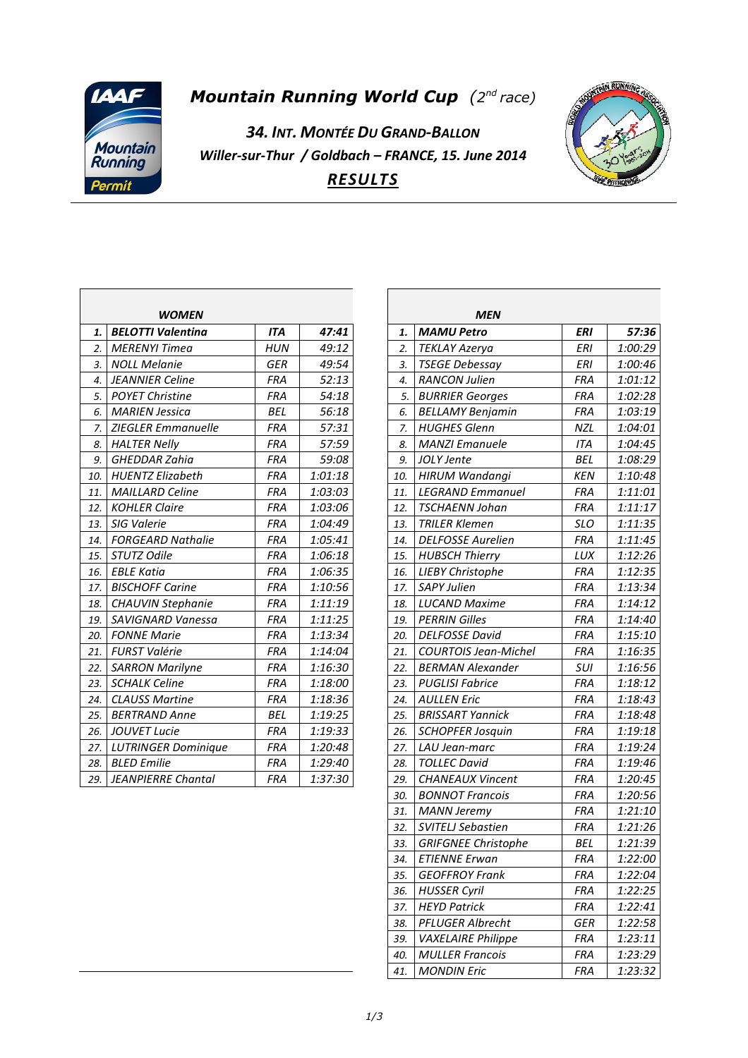# *Mountain Running World Cup* *(2nd race)*

## *34. INT. MONTÉE DU GRAND-BALLON*

### *Willer-sur-Thur / Goldbach – FRANCE, 15. June 2014*

### ***RESULTS***

| | ***WOMEN*** | | |
|---|---|---|---|
| ***1.*** | ***BELOTTI Valentina*** | ***ITA*** | ***47:41*** |
| *2.* | *MERENYI Timea* | *HUN* | *49:12* |
| *3.* | *NOLL Melanie* | *GER* | *49:54* |
| *4.* | *JEANNIER Celine* | *FRA* | *52:13* |
| *5.* | *POYET Christine* | *FRA* | *54:18* |
| *6.* | *MARIEN Jessica* | *BEL* | *56:18* |
| *7.* | *ZIEGLER Emmanuelle* | *FRA* | *57:31* |
| *8.* | *HALTER Nelly* | *FRA* | *57:59* |
| *9.* | *GHEDDAR Zahia* | *FRA* | *59:08* |
| *10.* | *HUENTZ Elizabeth* | *FRA* | *1:01:18* |
| *11.* | *MAILLARD Celine* | *FRA* | *1:03:03* |
| *12.* | *KOHLER Claire* | *FRA* | *1:03:06* |
| *13.* | *SIG Valerie* | *FRA* | *1:04:49* |
| *14.* | *FORGEARD Nathalie* | *FRA* | *1:05:41* |
| *15.* | *STUTZ Odile* | *FRA* | *1:06:18* |
| *16.* | *EBLE Katia* | *FRA* | *1:06:35* |
| *17.* | *BISCHOFF Carine* | *FRA* | *1:10:56* |
| *18.* | *CHAUVIN Stephanie* | *FRA* | *1:11:19* |
| *19.* | *SAVIGNARD Vanessa* | *FRA* | *1:11:25* |
| *20.* | *FONNE Marie* | *FRA* | *1:13:34* |
| *21.* | *FURST Valérie* | *FRA* | *1:14:04* |
| *22.* | *SARRON Marilyne* | *FRA* | *1:16:30* |
| *23.* | *SCHALK Celine* | *FRA* | *1:18:00* |
| *24.* | *CLAUSS Martine* | *FRA* | *1:18:36* |
| *25.* | *BERTRAND Anne* | *BEL* | *1:19:25* |
| *26.* | *JOUVET Lucie* | *FRA* | *1:19:33* |
| *27.* | *LUTRINGER Dominique* | *FRA* | *1:20:48* |
| *28.* | *BLED Emilie* | *FRA* | *1:29:40* |
| *29.* | *JEANPIERRE Chantal* | *FRA* | *1:37:30* |

| | ***MEN*** | | |
|---|---|---|---|
| ***1.*** | ***MAMU Petro*** | ***ERI*** | ***57:36*** |
| *2.* | *TEKLAY Azerya* | *ERI* | *1:00:29* |
| *3.* | *TSEGE Debessay* | *ERI* | *1:00:46* |
| *4.* | *RANCON Julien* | *FRA* | *1:01:12* |
| *5.* | *BURRIER Georges* | *FRA* | *1:02:28* |
| *6.* | *BELLAMY Benjamin* | *FRA* | *1:03:19* |
| *7.* | *HUGHES Glenn* | *NZL* | *1:04:01* |
| *8.* | *MANZI Emanuele* | *ITA* | *1:04:45* |
| *9.* | *JOLY Jente* | *BEL* | *1:08:29* |
| *10.* | *HIRUM Wandangi* | *KEN* | *1:10:48* |
| *11.* | *LEGRAND Emmanuel* | *FRA* | *1:11:01* |
| *12.* | *TSCHAENN Johan* | *FRA* | *1:11:17* |
| *13.* | *TRILER Klemen* | *SLO* | *1:11:35* |
| *14.* | *DELFOSSE Aurelien* | *FRA* | *1:11:45* |
| *15.* | *HUBSCH Thierry* | *LUX* | *1:12:26* |
| *16.* | *LIEBY Christophe* | *FRA* | *1:12:35* |
| *17.* | *SAPY Julien* | *FRA* | *1:13:34* |
| *18.* | *LUCAND Maxime* | *FRA* | *1:14:12* |
| *19.* | *PERRIN Gilles* | *FRA* | *1:14:40* |
| *20.* | *DELFOSSE David* | *FRA* | *1:15:10* |
| *21.* | *COURTOIS Jean-Michel* | *FRA* | *1:16:35* |
| *22.* | *BERMAN Alexander* | *SUI* | *1:16:56* |
| *23.* | *PUGLISI Fabrice* | *FRA* | *1:18:12* |
| *24.* | *AULLEN Eric* | *FRA* | *1:18:43* |
| *25.* | *BRISSART Yannick* | *FRA* | *1:18:48* |
| *26.* | *SCHOPFER Josquin* | *FRA* | *1:19:18* |
| *27.* | *LAU Jean-marc* | *FRA* | *1:19:24* |
| *28.* | *TOLLEC David* | *FRA* | *1:19:46* |
| *29.* | *CHANEAUX Vincent* | *FRA* | *1:20:45* |
| *30.* | *BONNOT Francois* | *FRA* | *1:20:56* |
| *31.* | *MANN Jeremy* | *FRA* | *1:21:10* |
| *32.* | *SVITELJ Sebastien* | *FRA* | *1:21:26* |
| *33.* | *GRIFGNEE Christophe* | *BEL* | *1:21:39* |
| *34.* | *ETIENNE Erwan* | *FRA* | *1:22:00* |
| *35.* | *GEOFFROY Frank* | *FRA* | *1:22:04* |
| *36.* | *HUSSER Cyril* | *FRA* | *1:22:25* |
| *37.* | *HEYD Patrick* | *FRA* | *1:22:41* |
| *38.* | *PFLUGER Albrecht* | *GER* | *1:22:58* |
| *39.* | *VAXELAIRE Philippe* | *FRA* | *1:23:11* |
| *40.* | *MULLER Francois* | *FRA* | *1:23:29* |
| *41.* | *MONDIN Eric* | *FRA* | *1:23:32* |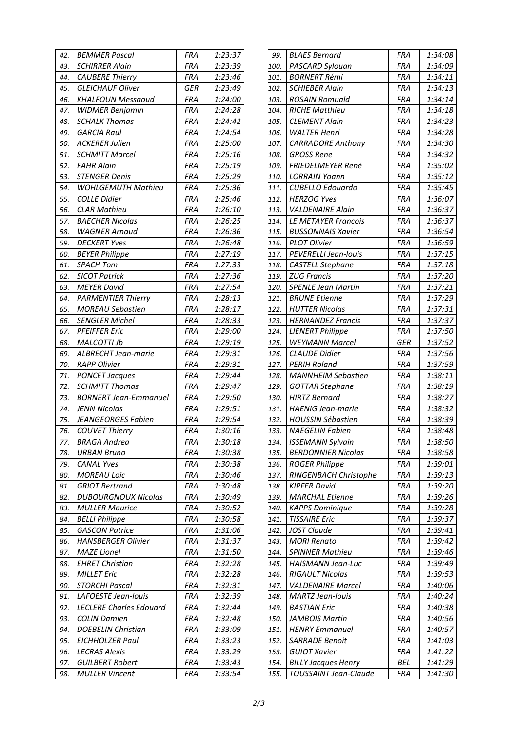| 42. | BEMMER Pascal | FRA | 1:23:37 |
|---|---|---|---|
| 43. | SCHIRRER Alain | FRA | 1:23:39 |
| 44. | CAUBERE Thierry | FRA | 1:23:46 |
| 45. | GLEICHAUF Oliver | GER | 1:23:49 |
| 46. | KHALFOUN Messaoud | FRA | 1:24:00 |
| 47. | WIDMER Benjamin | FRA | 1:24:28 |
| 48. | SCHALK Thomas | FRA | 1:24:42 |
| 49. | GARCIA Raul | FRA | 1:24:54 |
| 50. | ACKERER Julien | FRA | 1:25:00 |
| 51. | SCHMITT Marcel | FRA | 1:25:16 |
| 52. | FAHR Alain | FRA | 1:25:19 |
| 53. | STENGER Denis | FRA | 1:25:29 |
| 54. | WOHLGEMUTH Mathieu | FRA | 1:25:36 |
| 55. | COLLE Didier | FRA | 1:25:46 |
| 56. | CLAR Mathieu | FRA | 1:26:10 |
| 57. | BAECHER Nicolas | FRA | 1:26:25 |
| 58. | WAGNER Arnaud | FRA | 1:26:36 |
| 59. | DECKERT Yves | FRA | 1:26:48 |
| 60. | BEYER Philippe | FRA | 1:27:19 |
| 61. | SPACH Tom | FRA | 1:27:33 |
| 62. | SICOT Patrick | FRA | 1:27:36 |
| 63. | MEYER David | FRA | 1:27:54 |
| 64. | PARMENTIER Thierry | FRA | 1:28:13 |
| 65. | MOREAU Sebastien | FRA | 1:28:17 |
| 66. | SENGLER Michel | FRA | 1:28:33 |
| 67. | PFEIFFER Eric | FRA | 1:29:00 |
| 68. | MALCOTTI Jb | FRA | 1:29:19 |
| 69. | ALBRECHT Jean-marie | FRA | 1:29:31 |
| 70. | RAPP Olivier | FRA | 1:29:31 |
| 71. | PONCET Jacques | FRA | 1:29:44 |
| 72. | SCHMITT Thomas | FRA | 1:29:47 |
| 73. | BORNERT Jean-Emmanuel | FRA | 1:29:50 |
| 74. | JENN Nicolas | FRA | 1:29:51 |
| 75. | JEANGEORGES Fabien | FRA | 1:29:54 |
| 76. | COUVET Thierry | FRA | 1:30:16 |
| 77. | BRAGA Andrea | FRA | 1:30:18 |
| 78. | URBAN Bruno | FRA | 1:30:38 |
| 79. | CANAL Yves | FRA | 1:30:38 |
| 80. | MOREAU Loic | FRA | 1:30:46 |
| 81. | GRIOT Bertrand | FRA | 1:30:48 |
| 82. | DUBOURGNOUX Nicolas | FRA | 1:30:49 |
| 83. | MULLER Maurice | FRA | 1:30:52 |
| 84. | BELLI Philippe | FRA | 1:30:58 |
| 85. | GASCON Patrice | FRA | 1:31:06 |
| 86. | HANSBERGER Olivier | FRA | 1:31:37 |
| 87. | MAZE Lionel | FRA | 1:31:50 |
| 88. | EHRET Christian | FRA | 1:32:28 |
| 89. | MILLET Eric | FRA | 1:32:28 |
| 90. | STORCHI Pascal | FRA | 1:32:31 |
| 91. | LAFOESTE Jean-louis | FRA | 1:32:39 |
| 92. | LECLERE Charles Edouard | FRA | 1:32:44 |
| 93. | COLIN Damien | FRA | 1:32:48 |
| 94. | DOEBELIN Christian | FRA | 1:33:09 |
| 95. | EICHHOLZER Paul | FRA | 1:33:23 |
| 96. | LECRAS Alexis | FRA | 1:33:29 |
| 97. | GUILBERT Robert | FRA | 1:33:43 |
| 98. | MULLER Vincent | FRA | 1:33:54 |
| 99. | BLAES Bernard | FRA | 1:34:08 |
| 100. | PASCARD Sylouan | FRA | 1:34:09 |
| 101. | BORNERT Rémi | FRA | 1:34:11 |
| 102. | SCHIEBER Alain | FRA | 1:34:13 |
| 103. | ROSAIN Romuald | FRA | 1:34:14 |
| 104. | RICHE Matthieu | FRA | 1:34:18 |
| 105. | CLEMENT Alain | FRA | 1:34:23 |
| 106. | WALTER Henri | FRA | 1:34:28 |
| 107. | CARRADORE Anthony | FRA | 1:34:30 |
| 108. | GROSS Rene | FRA | 1:34:32 |
| 109. | FRIEDELMEYER René | FRA | 1:35:02 |
| 110. | LORRAIN Yoann | FRA | 1:35:12 |
| 111. | CUBELLO Edouardo | FRA | 1:35:45 |
| 112. | HERZOG Yves | FRA | 1:36:07 |
| 113. | VALDENAIRE Alain | FRA | 1:36:37 |
| 114. | LE METAYER Francois | FRA | 1:36:37 |
| 115. | BUSSONNAIS Xavier | FRA | 1:36:54 |
| 116. | PLOT Olivier | FRA | 1:36:59 |
| 117. | PEVERELLI Jean-louis | FRA | 1:37:15 |
| 118. | CASTELL Stephane | FRA | 1:37:18 |
| 119. | ZUG Francis | FRA | 1:37:20 |
| 120. | SPENLE Jean Martin | FRA | 1:37:21 |
| 121. | BRUNE Etienne | FRA | 1:37:29 |
| 122. | HUTTER Nicolas | FRA | 1:37:31 |
| 123. | HERNANDEZ Francis | FRA | 1:37:37 |
| 124. | LIENERT Philippe | FRA | 1:37:50 |
| 125. | WEYMANN Marcel | GER | 1:37:52 |
| 126. | CLAUDE Didier | FRA | 1:37:56 |
| 127. | PERIH Roland | FRA | 1:37:59 |
| 128. | MANNHEIM Sebastien | FRA | 1:38:11 |
| 129. | GOTTAR Stephane | FRA | 1:38:19 |
| 130. | HIRTZ Bernard | FRA | 1:38:27 |
| 131. | HAENIG Jean-marie | FRA | 1:38:32 |
| 132. | HOUSSIN Sébastien | FRA | 1:38:39 |
| 133. | NAEGELIN Fabien | FRA | 1:38:48 |
| 134. | ISSEMANN Sylvain | FRA | 1:38:50 |
| 135. | BERDONNIER Nicolas | FRA | 1:38:58 |
| 136. | ROGER Philippe | FRA | 1:39:01 |
| 137. | RINGENBACH Christophe | FRA | 1:39:13 |
| 138. | KIPFER David | FRA | 1:39:20 |
| 139. | MARCHAL Etienne | FRA | 1:39:26 |
| 140. | KAPPS Dominique | FRA | 1:39:28 |
| 141. | TISSAIRE Eric | FRA | 1:39:37 |
| 142. | JOST Claude | FRA | 1:39:41 |
| 143. | MORI Renato | FRA | 1:39:42 |
| 144. | SPINNER Mathieu | FRA | 1:39:46 |
| 145. | HAISMANN Jean-Luc | FRA | 1:39:49 |
| 146. | RIGAULT Nicolas | FRA | 1:39:53 |
| 147. | VALDENAIRE Marcel | FRA | 1:40:06 |
| 148. | MARTZ Jean-louis | FRA | 1:40:24 |
| 149. | BASTIAN Eric | FRA | 1:40:38 |
| 150. | JAMBOIS Martin | FRA | 1:40:56 |
| 151. | HENRY Emmanuel | FRA | 1:40:57 |
| 152. | SARRADE Benoit | FRA | 1:41:03 |
| 153. | GUIOT Xavier | FRA | 1:41:22 |
| 154. | BILLY Jacques Henry | BEL | 1:41:29 |
| 155. | TOUSSAINT Jean-Claude | FRA | 1:41:30 |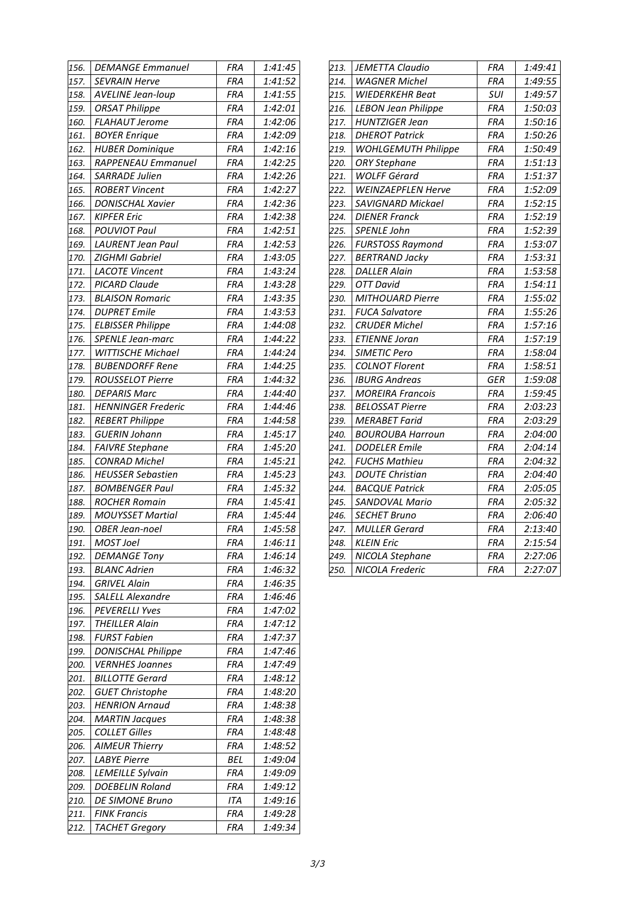| | | | |
|---|---|---|---|
| *156.* | *DEMANGE Emmanuel* | *FRA* | *1:41:45* |
| *157.* | *SEVRAIN Herve* | *FRA* | *1:41:52* |
| *158.* | *AVELINE Jean-loup* | *FRA* | *1:41:55* |
| *159.* | *ORSAT Philippe* | *FRA* | *1:42:01* |
| *160.* | *FLAHAUT Jerome* | *FRA* | *1:42:06* |
| *161.* | *BOYER Enrique* | *FRA* | *1:42:09* |
| *162.* | *HUBER Dominique* | *FRA* | *1:42:16* |
| *163.* | *RAPPENEAU Emmanuel* | *FRA* | *1:42:25* |
| *164.* | *SARRADE Julien* | *FRA* | *1:42:26* |
| *165.* | *ROBERT Vincent* | *FRA* | *1:42:27* |
| *166.* | *DONISCHAL Xavier* | *FRA* | *1:42:36* |
| *167.* | *KIPFER Eric* | *FRA* | *1:42:38* |
| *168.* | *POUVIOT Paul* | *FRA* | *1:42:51* |
| *169.* | *LAURENT Jean Paul* | *FRA* | *1:42:53* |
| *170.* | *ZIGHMI Gabriel* | *FRA* | *1:43:05* |
| *171.* | *LACOTE Vincent* | *FRA* | *1:43:24* |
| *172.* | *PICARD Claude* | *FRA* | *1:43:28* |
| *173.* | *BLAISON Romaric* | *FRA* | *1:43:35* |
| *174.* | *DUPRET Emile* | *FRA* | *1:43:53* |
| *175.* | *ELBISSER Philippe* | *FRA* | *1:44:08* |
| *176.* | *SPENLE Jean-marc* | *FRA* | *1:44:22* |
| *177.* | *WITTISCHE Michael* | *FRA* | *1:44:24* |
| *178.* | *BUBENDORFF Rene* | *FRA* | *1:44:25* |
| *179.* | *ROUSSELOT Pierre* | *FRA* | *1:44:32* |
| *180.* | *DEPARIS Marc* | *FRA* | *1:44:40* |
| *181.* | *HENNINGER Frederic* | *FRA* | *1:44:46* |
| *182.* | *REBERT Philippe* | *FRA* | *1:44:58* |
| *183.* | *GUERIN Johann* | *FRA* | *1:45:17* |
| *184.* | *FAIVRE Stephane* | *FRA* | *1:45:20* |
| *185.* | *CONRAD Michel* | *FRA* | *1:45:21* |
| *186.* | *HEUSSER Sebastien* | *FRA* | *1:45:23* |
| *187.* | *BOMBENGER Paul* | *FRA* | *1:45:32* |
| *188.* | *ROCHER Romain* | *FRA* | *1:45:41* |
| *189.* | *MOUYSSET Martial* | *FRA* | *1:45:44* |
| *190.* | *OBER Jean-noel* | *FRA* | *1:45:58* |
| *191.* | *MOST Joel* | *FRA* | *1:46:11* |
| *192.* | *DEMANGE Tony* | *FRA* | *1:46:14* |
| *193.* | *BLANC Adrien* | *FRA* | *1:46:32* |
| *194.* | *GRIVEL Alain* | *FRA* | *1:46:35* |
| *195.* | *SALELL Alexandre* | *FRA* | *1:46:46* |
| *196.* | *PEVERELLI Yves* | *FRA* | *1:47:02* |
| *197.* | *THEILLER Alain* | *FRA* | *1:47:12* |
| *198.* | *FURST Fabien* | *FRA* | *1:47:37* |
| *199.* | *DONISCHAL Philippe* | *FRA* | *1:47:46* |
| *200.* | *VERNHES Joannes* | *FRA* | *1:47:49* |
| *201.* | *BILLOTTE Gerard* | *FRA* | *1:48:12* |
| *202.* | *GUET Christophe* | *FRA* | *1:48:20* |
| *203.* | *HENRION Arnaud* | *FRA* | *1:48:38* |
| *204.* | *MARTIN Jacques* | *FRA* | *1:48:38* |
| *205.* | *COLLET Gilles* | *FRA* | *1:48:48* |
| *206.* | *AIMEUR Thierry* | *FRA* | *1:48:52* |
| *207.* | *LABYE Pierre* | *BEL* | *1:49:04* |
| *208.* | *LEMEILLE Sylvain* | *FRA* | *1:49:09* |
| *209.* | *DOEBELIN Roland* | *FRA* | *1:49:12* |
| *210.* | *DE SIMONE Bruno* | *ITA* | *1:49:16* |
| *211.* | *FINK Francis* | *FRA* | *1:49:28* |
| *212.* | *TACHET Gregory* | *FRA* | *1:49:34* |
| *213.* | *JEMETTA Claudio* | *FRA* | *1:49:41* |
| *214.* | *WAGNER Michel* | *FRA* | *1:49:55* |
| *215.* | *WIEDERKEHR Beat* | *SUI* | *1:49:57* |
| *216.* | *LEBON Jean Philippe* | *FRA* | *1:50:03* |
| *217.* | *HUNTZIGER Jean* | *FRA* | *1:50:16* |
| *218.* | *DHEROT Patrick* | *FRA* | *1:50:26* |
| *219.* | *WOHLGEMUTH Philippe* | *FRA* | *1:50:49* |
| *220.* | *ORY Stephane* | *FRA* | *1:51:13* |
| *221.* | *WOLFF Gérard* | *FRA* | *1:51:37* |
| *222.* | *WEINZAEPFLEN Herve* | *FRA* | *1:52:09* |
| *223.* | *SAVIGNARD Mickael* | *FRA* | *1:52:15* |
| *224.* | *DIENER Franck* | *FRA* | *1:52:19* |
| *225.* | *SPENLE John* | *FRA* | *1:52:39* |
| *226.* | *FURSTOSS Raymond* | *FRA* | *1:53:07* |
| *227.* | *BERTRAND Jacky* | *FRA* | *1:53:31* |
| *228.* | *DALLER Alain* | *FRA* | *1:53:58* |
| *229.* | *OTT David* | *FRA* | *1:54:11* |
| *230.* | *MITHOUARD Pierre* | *FRA* | *1:55:02* |
| *231.* | *FUCA Salvatore* | *FRA* | *1:55:26* |
| *232.* | *CRUDER Michel* | *FRA* | *1:57:16* |
| *233.* | *ETIENNE Joran* | *FRA* | *1:57:19* |
| *234.* | *SIMETIC Pero* | *FRA* | *1:58:04* |
| *235.* | *COLNOT Florent* | *FRA* | *1:58:51* |
| *236.* | *IBURG Andreas* | *GER* | *1:59:08* |
| *237.* | *MOREIRA Francois* | *FRA* | *1:59:45* |
| *238.* | *BELOSSAT Pierre* | *FRA* | *2:03:23* |
| *239.* | *MERABET Farid* | *FRA* | *2:03:29* |
| *240.* | *BOUROUBA Harroun* | *FRA* | *2:04:00* |
| *241.* | *DODELER Emile* | *FRA* | *2:04:14* |
| *242.* | *FUCHS Mathieu* | *FRA* | *2:04:32* |
| *243.* | *DOUTE Christian* | *FRA* | *2:04:40* |
| *244.* | *BACQUE Patrick* | *FRA* | *2:05:05* |
| *245.* | *SANDOVAL Mario* | *FRA* | *2:05:32* |
| *246.* | *SECHET Bruno* | *FRA* | *2:06:40* |
| *247.* | *MULLER Gerard* | *FRA* | *2:13:40* |
| *248.* | *KLEIN Eric* | *FRA* | *2:15:54* |
| *249.* | *NICOLA Stephane* | *FRA* | *2:27:06* |
| *250.* | *NICOLA Frederic* | *FRA* | *2:27:07* |